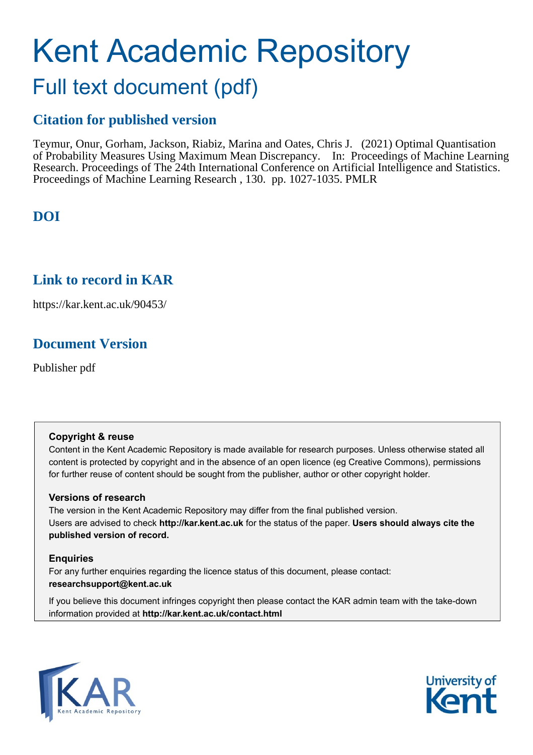# Kent Academic Repository

## Full text document (pdf)

## Citation for published version

Teymur, Onur, Gorham, Jackson, Riabiz, Marina and Oates, Chris J. (2021) Optimal Quantisation of Probability Measures Using Maximum Mean Discrepancy. In: Proceedings of Machine Learning Research. Proceedings of The 24th International Conference on Artificial Intelligence and Statistics. Proceedings of Machine Learning Research , 130. pp. 1027-1035. PMLR

## DOI

## Link to record in KAR

https://kar.kent.ac.uk/90453/

## Document Version

Publisher pdf

**Copyright & reuse**

Content in the Kent Academic Repository is made available for research purposes. Unless otherwise stated all content is protected by copyright and in the absence of an open licence (eg Creative Commons), permissions for further reuse of content should be sought from the publisher, author or other copyright holder.

**Versions of research**

The version in the Kent Academic Repository may differ from the final published version. Users are advised to check **http://kar.kent.ac.uk** for the status of the paper. **Users should always cite the published version of record.**

**Enquiries**

For any further enquiries regarding the licence status of this document, please contact: **researchsupport@kent.ac.uk**

If you believe this document infringes copyright then please contact the KAR admin team with the take-down information provided at **http://kar.kent.ac.uk/contact.html**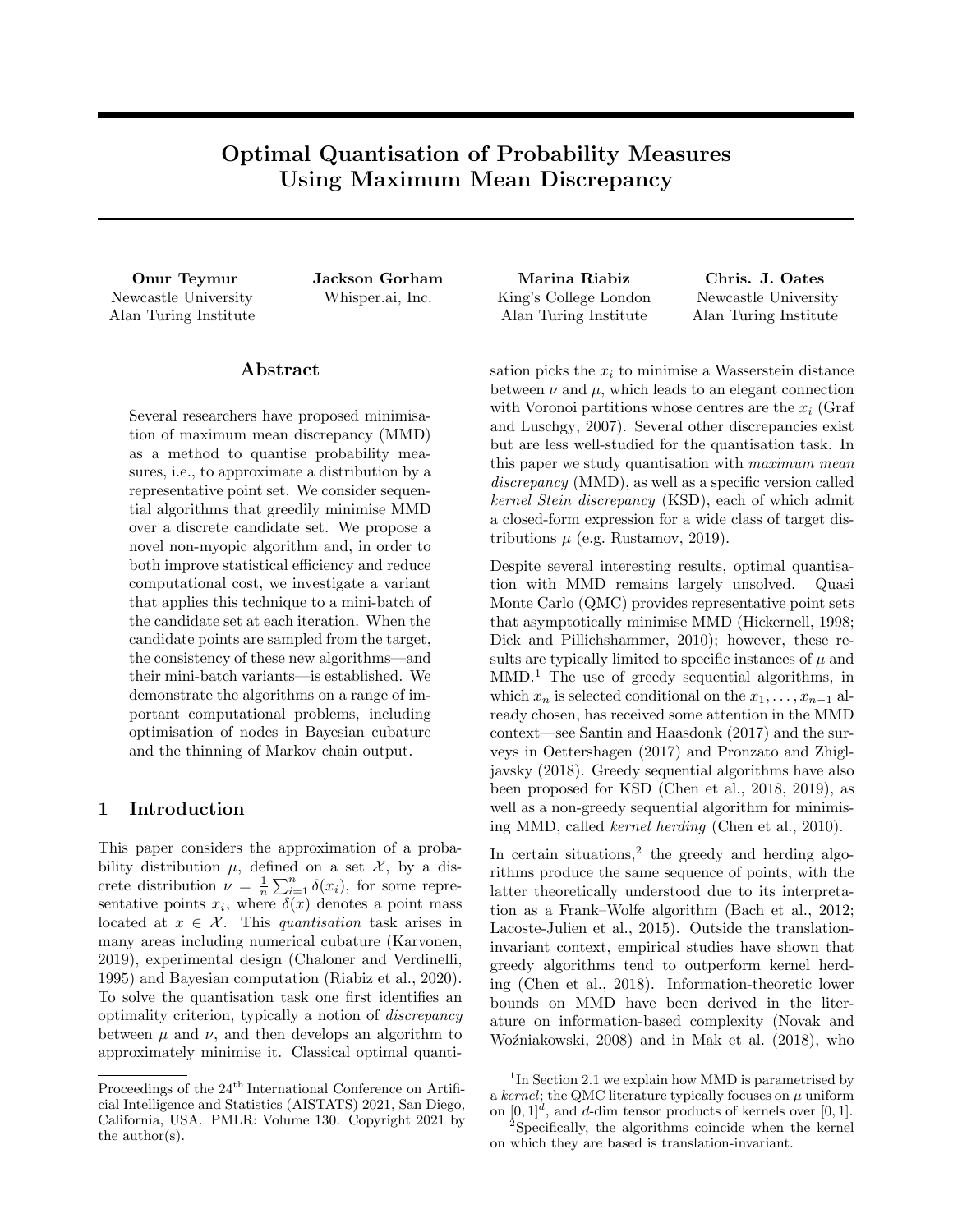# Optimal Quantisation of Probability Measures Using Maximum Mean Discrepancy

**Onur Teymur**
Newcastle University
Alan Turing Institute

**Jackson Gorham**
Whisper.ai, Inc.

**Marina Riabiz**
King's College London
Alan Turing Institute

**Chris. J. Oates**
Newcastle University
Alan Turing Institute

## Abstract

Several researchers have proposed minimisation of maximum mean discrepancy (MMD) as a method to quantise probability measures, i.e., to approximate a distribution by a representative point set. We consider sequential algorithms that greedily minimise MMD over a discrete candidate set. We propose a novel non-myopic algorithm and, in order to both improve statistical efficiency and reduce computational cost, we investigate a variant that applies this technique to a mini-batch of the candidate set at each iteration. When the candidate points are sampled from the target, the consistency of these new algorithms—and their mini-batch variants—is established. We demonstrate the algorithms on a range of important computational problems, including optimisation of nodes in Bayesian cubature and the thinning of Markov chain output.

## 1 Introduction

This paper considers the approximation of a probability distribution $\mu$, defined on a set $\mathcal{X}$, by a discrete distribution $\nu = \frac{1}{n}\sum_{i=1}^{n} \delta(x_i)$, for some representative points $x_i$, where $\delta(x)$ denotes a point mass located at $x \in \mathcal{X}$. This *quantisation* task arises in many areas including numerical cubature (Karvonen, 2019), experimental design (Chaloner and Verdinelli, 1995) and Bayesian computation (Riabiz et al., 2020). To solve the quantisation task one first identifies an optimality criterion, typically a notion of *discrepancy* between $\mu$ and $\nu$, and then develops an algorithm to approximately minimise it. Classical optimal quantisation picks the $x_i$ to minimise a Wasserstein distance between $\nu$ and $\mu$, which leads to an elegant connection with Voronoi partitions whose centres are the $x_i$ (Graf and Luschgy, 2007). Several other discrepancies exist but are less well-studied for the quantisation task. In this paper we study quantisation with *maximum mean discrepancy* (MMD), as well as a specific version called *kernel Stein discrepancy* (KSD), each of which admit a closed-form expression for a wide class of target distributions $\mu$ (e.g. Rustamov, 2019).

Despite several interesting results, optimal quantisation with MMD remains largely unsolved. Quasi Monte Carlo (QMC) provides representative point sets that asymptotically minimise MMD (Hickernell, 1998; Dick and Pillichshammer, 2010); however, these results are typically limited to specific instances of $\mu$ and MMD.[1] The use of greedy sequential algorithms, in which $x_n$ is selected conditional on the $x_1, \ldots, x_{n-1}$ already chosen, has received some attention in the MMD context—see Santin and Haasdonk (2017) and the surveys in Oettershagen (2017) and Pronzato and Zhigljavsky (2018). Greedy sequential algorithms have also been proposed for KSD (Chen et al., 2018, 2019), as well as a non-greedy sequential algorithm for minimising MMD, called *kernel herding* (Chen et al., 2010).

In certain situations,[2] the greedy and herding algorithms produce the same sequence of points, with the latter theoretically understood due to its interpretation as a Frank–Wolfe algorithm (Bach et al., 2012; Lacoste-Julien et al., 2015). Outside the translation-invariant context, empirical studies have shown that greedy algorithms tend to outperform kernel herding (Chen et al., 2018). Information-theoretic lower bounds on MMD have been derived in the literature on information-based complexity (Novak and Woźniakowski, 2008) and in Mak et al. (2018), who

Proceedings of the 24[th] International Conference on Artificial Intelligence and Statistics (AISTATS) 2021, San Diego, California, USA. PMLR: Volume 130. Copyright 2021 by the author(s).

[1] In Section 2.1 we explain how MMD is parametrised by a *kernel*; the QMC literature typically focuses on $\mu$ uniform on $[0,1]^d$, and $d$-dim tensor products of kernels over $[0,1]$.

[2] Specifically, the algorithms coincide when the kernel on which they are based is translation-invariant.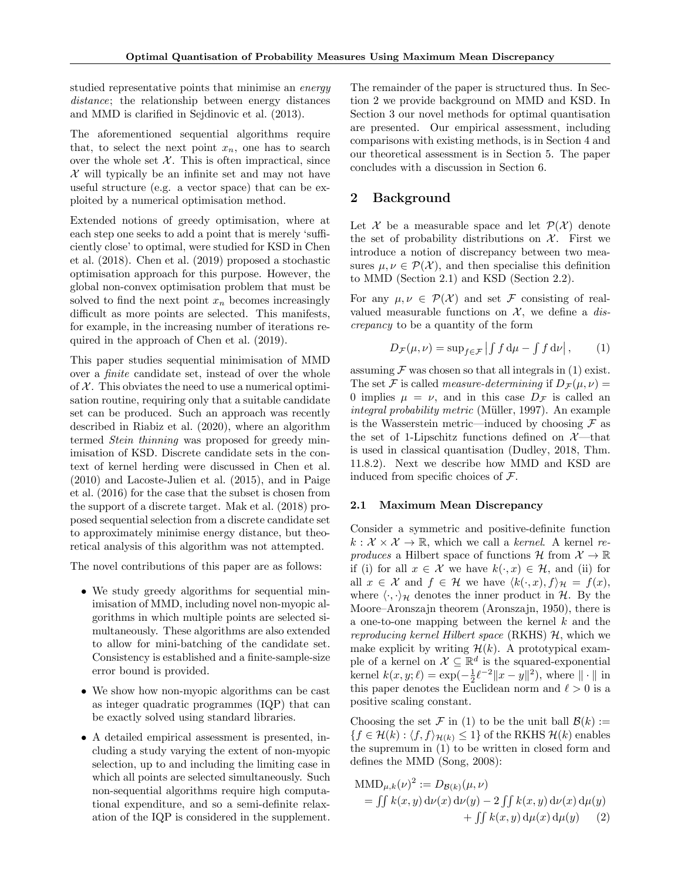studied representative points that minimise an *energy distance*; the relationship between energy distances and MMD is clarified in Sejdinovic et al. (2013).

The aforementioned sequential algorithms require that, to select the next point $x_n$, one has to search over the whole set $\mathcal{X}$. This is often impractical, since $\mathcal{X}$ will typically be an infinite set and may not have useful structure (e.g. a vector space) that can be exploited by a numerical optimisation method.

Extended notions of greedy optimisation, where at each step one seeks to add a point that is merely 'sufficiently close' to optimal, were studied for KSD in Chen et al. (2018). Chen et al. (2019) proposed a stochastic optimisation approach for this purpose. However, the global non-convex optimisation problem that must be solved to find the next point $x_n$ becomes increasingly difficult as more points are selected. This manifests, for example, in the increasing number of iterations required in the approach of Chen et al. (2019).

This paper studies sequential minimisation of MMD over a *finite* candidate set, instead of over the whole of $\mathcal{X}$. This obviates the need to use a numerical optimisation routine, requiring only that a suitable candidate set can be produced. Such an approach was recently described in Riabiz et al. (2020), where an algorithm termed *Stein thinning* was proposed for greedy minimisation of KSD. Discrete candidate sets in the context of kernel herding were discussed in Chen et al. (2010) and Lacoste-Julien et al. (2015), and in Paige et al. (2016) for the case that the subset is chosen from the support of a discrete target. Mak et al. (2018) proposed sequential selection from a discrete candidate set to approximately minimise energy distance, but theoretical analysis of this algorithm was not attempted.

The novel contributions of this paper are as follows:

- We study greedy algorithms for sequential minimisation of MMD, including novel non-myopic algorithms in which multiple points are selected simultaneously. These algorithms are also extended to allow for mini-batching of the candidate set. Consistency is established and a finite-sample-size error bound is provided.
- We show how non-myopic algorithms can be cast as integer quadratic programmes (IQP) that can be exactly solved using standard libraries.
- A detailed empirical assessment is presented, including a study varying the extent of non-myopic selection, up to and including the limiting case in which all points are selected simultaneously. Such non-sequential algorithms require high computational expenditure, and so a semi-definite relaxation of the IQP is considered in the supplement.

The remainder of the paper is structured thus. In Section 2 we provide background on MMD and KSD. In Section 3 our novel methods for optimal quantisation are presented. Our empirical assessment, including comparisons with existing methods, is in Section 4 and our theoretical assessment is in Section 5. The paper concludes with a discussion in Section 6.

## 2 Background

Let $\mathcal{X}$ be a measurable space and let $\mathcal{P}(\mathcal{X})$ denote the set of probability distributions on $\mathcal{X}$. First we introduce a notion of discrepancy between two measures $\mu, \nu \in \mathcal{P}(\mathcal{X})$, and then specialise this definition to MMD (Section 2.1) and KSD (Section 2.2).

For any $\mu, \nu \in \mathcal{P}(\mathcal{X})$ and set $\mathcal{F}$ consisting of real-valued measurable functions on $\mathcal{X}$, we define a *discrepancy* to be a quantity of the form

$$D_{\mathcal{F}}(\mu, \nu) = \sup_{f \in \mathcal{F}} \left| \int f \, \mathrm{d}\mu - \int f \, \mathrm{d}\nu \right|, \qquad (1)$$

assuming $\mathcal{F}$ was chosen so that all integrals in (1) exist. The set $\mathcal{F}$ is called *measure-determining* if $D_{\mathcal{F}}(\mu, \nu) = 0$ implies $\mu = \nu$, and in this case $D_{\mathcal{F}}$ is called an *integral probability metric* (Müller, 1997). An example is the Wasserstein metric—induced by choosing $\mathcal{F}$ as the set of 1-Lipschitz functions defined on $\mathcal{X}$—that is used in classical quantisation (Dudley, 2018, Thm. 11.8.2). Next we describe how MMD and KSD are induced from specific choices of $\mathcal{F}$.

### 2.1 Maximum Mean Discrepancy

Consider a symmetric and positive-definite function $k : \mathcal{X} \times \mathcal{X} \to \mathbb{R}$, which we call a *kernel*. A kernel *reproduces* a Hilbert space of functions $\mathcal{H}$ from $\mathcal{X} \to \mathbb{R}$ if (i) for all $x \in \mathcal{X}$ we have $k(\cdot, x) \in \mathcal{H}$, and (ii) for all $x \in \mathcal{X}$ and $f \in \mathcal{H}$ we have $\langle k(\cdot, x), f \rangle_{\mathcal{H}} = f(x)$, where $\langle \cdot, \cdot \rangle_{\mathcal{H}}$ denotes the inner product in $\mathcal{H}$. By the Moore–Aronszajn theorem (Aronszajn, 1950), there is a one-to-one mapping between the kernel $k$ and the *reproducing kernel Hilbert space* (RKHS) $\mathcal{H}$, which we make explicit by writing $\mathcal{H}(k)$. A prototypical example of a kernel on $\mathcal{X} \subseteq \mathbb{R}^d$ is the squared-exponential kernel $k(x, y; \ell) = \exp(-\frac{1}{2}\ell^{-2}\|x - y\|^2)$, where $\|\cdot\|$ in this paper denotes the Euclidean norm and $\ell > 0$ is a positive scaling constant.

Choosing the set $\mathcal{F}$ in (1) to be the unit ball $\mathcal{B}(k) := \{f \in \mathcal{H}(k) : \langle f, f \rangle_{\mathcal{H}(k)} \leq 1\}$ of the RKHS $\mathcal{H}(k)$ enables the supremum in (1) to be written in closed form and defines the MMD (Song, 2008):

$$\begin{aligned}
\mathrm{MMD}_{\mu,k}(\nu)^2 &:= D_{\mathcal{B}(k)}(\mu, \nu) \\
&= \iint k(x, y) \, \mathrm{d}\nu(x) \, \mathrm{d}\nu(y) - 2 \iint k(x, y) \, \mathrm{d}\nu(x) \, \mathrm{d}\mu(y) \\
&\quad + \iint k(x, y) \, \mathrm{d}\mu(x) \, \mathrm{d}\mu(y) \qquad (2)
\end{aligned}$$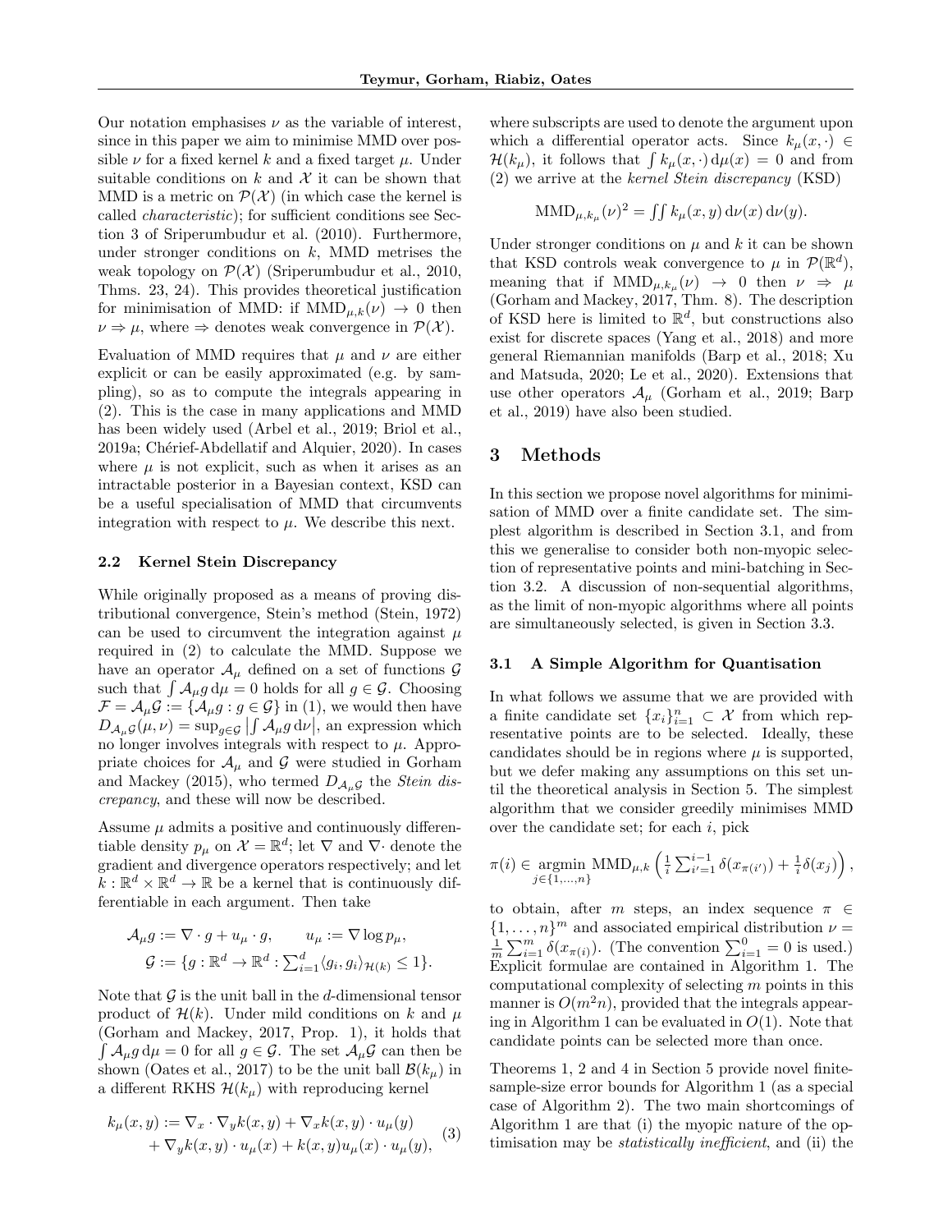Our notation emphasises $\nu$ as the variable of interest, since in this paper we aim to minimise MMD over possible $\nu$ for a fixed kernel $k$ and a fixed target $\mu$. Under suitable conditions on $k$ and $\mathcal{X}$ it can be shown that MMD is a metric on $\mathcal{P}(\mathcal{X})$ (in which case the kernel is called *characteristic*); for sufficient conditions see Section 3 of Sriperumbudur et al. (2010). Furthermore, under stronger conditions on $k$, MMD metrises the weak topology on $\mathcal{P}(\mathcal{X})$ (Sriperumbudur et al., 2010, Thms. 23, 24). This provides theoretical justification for minimisation of MMD: if $\mathrm{MMD}_{\mu,k}(\nu) \to 0$ then $\nu \Rightarrow \mu$, where $\Rightarrow$ denotes weak convergence in $\mathcal{P}(\mathcal{X})$.

Evaluation of MMD requires that $\mu$ and $\nu$ are either explicit or can be easily approximated (e.g. by sampling), so as to compute the integrals appearing in (2). This is the case in many applications and MMD has been widely used (Arbel et al., 2019; Briol et al., 2019a; Chérief-Abdellatif and Alquier, 2020). In cases where $\mu$ is not explicit, such as when it arises as an intractable posterior in a Bayesian context, KSD can be a useful specialisation of MMD that circumvents integration with respect to $\mu$. We describe this next.

### 2.2 Kernel Stein Discrepancy

While originally proposed as a means of proving distributional convergence, Stein's method (Stein, 1972) can be used to circumvent the integration against $\mu$ required in (2) to calculate the MMD. Suppose we have an operator $\mathcal{A}_\mu$ defined on a set of functions $\mathcal{G}$ such that $\int \mathcal{A}_\mu g \,\mathrm{d}\mu = 0$ holds for all $g \in \mathcal{G}$. Choosing $\mathcal{F} = \mathcal{A}_\mu \mathcal{G} := \{\mathcal{A}_\mu g : g \in \mathcal{G}\}$ in (1), we would then have $D_{\mathcal{A}_\mu \mathcal{G}}(\mu, \nu) = \sup_{g \in \mathcal{G}} \left| \int \mathcal{A}_\mu g \,\mathrm{d}\nu \right|$, an expression which no longer involves integrals with respect to $\mu$. Appropriate choices for $\mathcal{A}_\mu$ and $\mathcal{G}$ were studied in Gorham and Mackey (2015), who termed $D_{\mathcal{A}_\mu \mathcal{G}}$ the *Stein discrepancy*, and these will now be described.

Assume $\mu$ admits a positive and continuously differentiable density $p_\mu$ on $\mathcal{X} = \mathbb{R}^d$; let $\nabla$ and $\nabla \cdot$ denote the gradient and divergence operators respectively; and let $k : \mathbb{R}^d \times \mathbb{R}^d \to \mathbb{R}$ be a kernel that is continuously differentiable in each argument. Then take

$$
\begin{aligned}
\mathcal{A}_\mu g &:= \nabla \cdot g + u_\mu \cdot g, \qquad u_\mu := \nabla \log p_\mu, \\
\mathcal{G} &:= \{g : \mathbb{R}^d \to \mathbb{R}^d : \textstyle\sum_{i=1}^d \langle g_i, g_i \rangle_{\mathcal{H}(k)} \leq 1\}.
\end{aligned}
$$

Note that $\mathcal{G}$ is the unit ball in the $d$-dimensional tensor product of $\mathcal{H}(k)$. Under mild conditions on $k$ and $\mu$ (Gorham and Mackey, 2017, Prop. 1), it holds that $\int \mathcal{A}_\mu g \,\mathrm{d}\mu = 0$ for all $g \in \mathcal{G}$. The set $\mathcal{A}_\mu \mathcal{G}$ can then be shown (Oates et al., 2017) to be the unit ball $\mathcal{B}(k_\mu)$ in a different RKHS $\mathcal{H}(k_\mu)$ with reproducing kernel

$$
\begin{aligned}
k_\mu(x, y) &:= \nabla_x \cdot \nabla_y k(x, y) + \nabla_x k(x, y) \cdot u_\mu(y) \\
&\quad + \nabla_y k(x, y) \cdot u_\mu(x) + k(x, y) u_\mu(x) \cdot u_\mu(y),
\end{aligned}
\tag{3}
$$

where subscripts are used to denote the argument upon which a differential operator acts. Since $k_\mu(x, \cdot) \in \mathcal{H}(k_\mu)$, it follows that $\int k_\mu(x, \cdot) \,\mathrm{d}\mu(x) = 0$ and from (2) we arrive at the *kernel Stein discrepancy* (KSD)

$$
\mathrm{MMD}_{\mu, k_\mu}(\nu)^2 = \textstyle\iint k_\mu(x, y) \,\mathrm{d}\nu(x) \,\mathrm{d}\nu(y).
$$

Under stronger conditions on $\mu$ and $k$ it can be shown that KSD controls weak convergence to $\mu$ in $\mathcal{P}(\mathbb{R}^d)$, meaning that if $\mathrm{MMD}_{\mu, k_\mu}(\nu) \to 0$ then $\nu \Rightarrow \mu$ (Gorham and Mackey, 2017, Thm. 8). The description of KSD here is limited to $\mathbb{R}^d$, but constructions also exist for discrete spaces (Yang et al., 2018) and more general Riemannian manifolds (Barp et al., 2018; Xu and Matsuda, 2020; Le et al., 2020). Extensions that use other operators $\mathcal{A}_\mu$ (Gorham et al., 2019; Barp et al., 2019) have also been studied.

## 3 Methods

In this section we propose novel algorithms for minimisation of MMD over a finite candidate set. The simplest algorithm is described in Section 3.1, and from this we generalise to consider both non-myopic selection of representative points and mini-batching in Section 3.2. A discussion of non-sequential algorithms, as the limit of non-myopic algorithms where all points are simultaneously selected, is given in Section 3.3.

### 3.1 A Simple Algorithm for Quantisation

In what follows we assume that we are provided with a finite candidate set $\{x_i\}_{i=1}^n \subset \mathcal{X}$ from which representative points are to be selected. Ideally, these candidates should be in regions where $\mu$ is supported, but we defer making any assumptions on this set until the theoretical analysis in Section 5. The simplest algorithm that we consider greedily minimises MMD over the candidate set; for each $i$, pick

$$
\pi(i) \in \underset{j \in \{1, \ldots, n\}}{\operatorname{argmin}} \; \mathrm{MMD}_{\mu,k}\left( \tfrac{1}{i} \textstyle\sum_{i'=1}^{i-1} \delta(x_{\pi(i')}) + \tfrac{1}{i} \delta(x_j) \right),
$$

to obtain, after $m$ steps, an index sequence $\pi \in \{1, \ldots, n\}^m$ and associated empirical distribution $\nu = \frac{1}{m} \sum_{i=1}^m \delta(x_{\pi(i)})$. (The convention $\sum_{i=1}^0 = 0$ is used.) Explicit formulae are contained in Algorithm 1. The computational complexity of selecting $m$ points in this manner is $O(m^2 n)$, provided that the integrals appearing in Algorithm 1 can be evaluated in $O(1)$. Note that candidate points can be selected more than once.

Theorems 1, 2 and 4 in Section 5 provide novel finite-sample-size error bounds for Algorithm 1 (as a special case of Algorithm 2). The two main shortcomings of Algorithm 1 are that (i) the myopic nature of the optimisation may be *statistically inefficient*, and (ii) the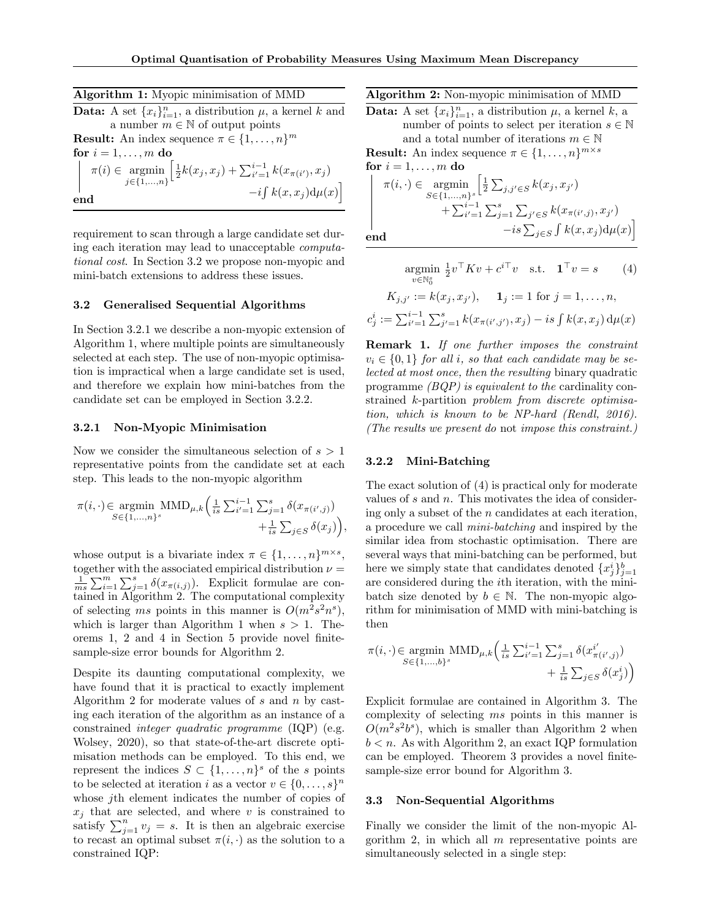**Algorithm 1:** Myopic minimisation of MMD

**Data:** A set $\{x_i\}_{i=1}^n$, a distribution $\mu$, a kernel $k$ and a number $m \in \mathbb{N}$ of output points

**Result:** An index sequence $\pi \in \{1, \dots, n\}^m$

**for** $i = 1, \dots, m$ **do**

$$\pi(i) \in \underset{j \in \{1,\dots,n\}}{\operatorname{argmin}} \Big[ \tfrac{1}{2} k(x_j, x_j) + \textstyle\sum_{i'=1}^{i-1} k(x_{\pi(i')}, x_j) - i \int k(x, x_j) \mathrm{d}\mu(x) \Big]$$

**end**

requirement to scan through a large candidate set during each iteration may lead to unacceptable *computational cost*. In Section 3.2 we propose non-myopic and mini-batch extensions to address these issues.

### 3.2 Generalised Sequential Algorithms

In Section 3.2.1 we describe a non-myopic extension of Algorithm 1, where multiple points are simultaneously selected at each step. The use of non-myopic optimisation is impractical when a large candidate set is used, and therefore we explain how mini-batches from the candidate set can be employed in Section 3.2.2.

#### 3.2.1 Non-Myopic Minimisation

Now we consider the simultaneous selection of $s > 1$ representative points from the candidate set at each step. This leads to the non-myopic algorithm

$$\pi(i, \cdot) \in \underset{S \in \{1,\dots,n\}^s}{\operatorname{argmin}} \operatorname{MMD}_{\mu,k}\Big( \tfrac{1}{is} \textstyle\sum_{i'=1}^{i-1} \sum_{j=1}^{s} \delta(x_{\pi(i',j)}) + \tfrac{1}{is} \sum_{j \in S} \delta(x_j) \Big),$$

whose output is a bivariate index $\pi \in \{1, \dots, n\}^{m \times s}$, together with the associated empirical distribution $\nu = \frac{1}{ms} \sum_{i=1}^m \sum_{j=1}^s \delta(x_{\pi(i,j)})$. Explicit formulae are contained in Algorithm 2. The computational complexity of selecting $ms$ points in this manner is $O(m^2 s^2 n^s)$, which is larger than Algorithm 1 when $s > 1$. Theorems 1, 2 and 4 in Section 5 provide novel finite-sample-size error bounds for Algorithm 2.

Despite its daunting computational complexity, we have found that it is practical to exactly implement Algorithm 2 for moderate values of $s$ and $n$ by casting each iteration of the algorithm as an instance of a constrained *integer quadratic programme* (IQP) (e.g. Wolsey, 2020), so that state-of-the-art discrete optimisation methods can be employed. To this end, we represent the indices $S \subset \{1, \dots, n\}^s$ of the $s$ points to be selected at iteration $i$ as a vector $v \in \{0, \dots, s\}^n$ whose $j$th element indicates the number of copies of $x_j$ that are selected, and where $v$ is constrained to satisfy $\sum_{j=1}^n v_j = s$. It is then an algebraic exercise to recast an optimal subset $\pi(i, \cdot)$ as the solution to a constrained IQP:

**Algorithm 2:** Non-myopic minimisation of MMD

**Data:** A set $\{x_i\}_{i=1}^n$, a distribution $\mu$, a kernel $k$, a number of points to select per iteration $s \in \mathbb{N}$ and a total number of iterations $m \in \mathbb{N}$

**Result:** An index sequence $\pi \in \{1, \dots, n\}^{m \times s}$

**for** $i = 1, \dots, m$ **do**

$$\pi(i, \cdot) \in \underset{S \in \{1,\dots,n\}^s}{\operatorname{argmin}} \Big[ \tfrac{1}{2} \textstyle\sum_{j,j' \in S} k(x_j, x_{j'}) + \sum_{i'=1}^{i-1} \sum_{j=1}^{s} \sum_{j' \in S} k(x_{\pi(i',j)}, x_{j'}) - is \sum_{j \in S} \int k(x, x_j) \mathrm{d}\mu(x) \Big]$$

**end**

$$\underset{v \in \mathbb{N}_0^s}{\operatorname{argmin}} \ \tfrac{1}{2} v^\top K v + c^{i\top} v \quad \text{s.t.} \quad \mathbf{1}^\top v = s \tag{4}$$

$$K_{j,j'} := k(x_j, x_{j'}), \quad \mathbf{1}_j := 1 \text{ for } j = 1, \dots, n,$$

$$c_j^i := \textstyle\sum_{i'=1}^{i-1} \sum_{j'=1}^{s} k(x_{\pi(i',j')}, x_j) - is \int k(x, x_j) \, \mathrm{d}\mu(x)$$

**Remark 1.** *If one further imposes the constraint $v_i \in \{0, 1\}$ for all $i$, so that each candidate may be selected at most once, then the resulting* binary quadratic programme *(BQP) is equivalent to the* cardinality constrained $k$-partition *problem from discrete optimisation, which is known to be NP-hard (Rendl, 2016). (The results we present do* not *impose this constraint.)*

#### 3.2.2 Mini-Batching

The exact solution of (4) is practical only for moderate values of $s$ and $n$. This motivates the idea of considering only a subset of the $n$ candidates at each iteration, a procedure we call *mini-batching* and inspired by the similar idea from stochastic optimisation. There are several ways that mini-batching can be performed, but here we simply state that candidates denoted $\{x_j^i\}_{j=1}^b$ are considered during the $i$th iteration, with the mini-batch size denoted by $b \in \mathbb{N}$. The non-myopic algorithm for minimisation of MMD with mini-batching is then

$$\pi(i, \cdot) \in \underset{S \in \{1,\dots,b\}^s}{\operatorname{argmin}} \operatorname{MMD}_{\mu,k}\Big( \tfrac{1}{is} \textstyle\sum_{i'=1}^{i-1} \sum_{j=1}^{s} \delta(x_{\pi(i',j)}^{i'}) + \tfrac{1}{is} \sum_{j \in S} \delta(x_j^i) \Big)$$

Explicit formulae are contained in Algorithm 3. The complexity of selecting $ms$ points in this manner is $O(m^2 s^2 b^s)$, which is smaller than Algorithm 2 when $b < n$. As with Algorithm 2, an exact IQP formulation can be employed. Theorem 3 provides a novel finite-sample-size error bound for Algorithm 3.

### 3.3 Non-Sequential Algorithms

Finally we consider the limit of the non-myopic Algorithm 2, in which all $m$ representative points are simultaneously selected in a single step: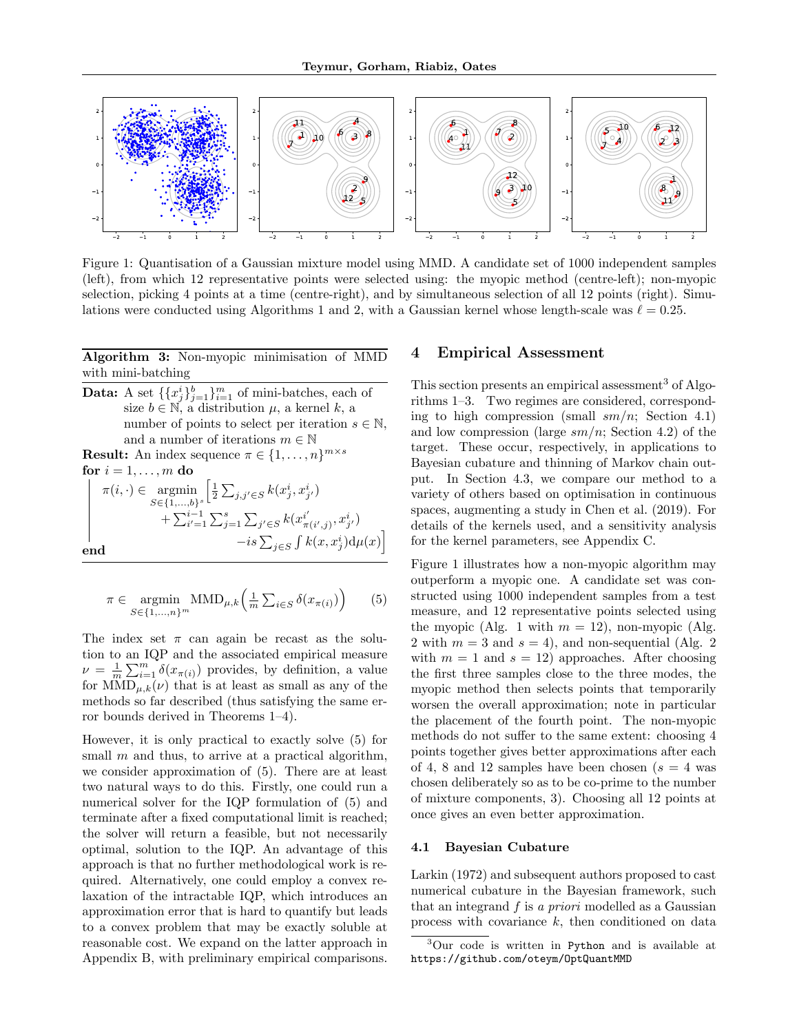Figure 1: Quantisation of a Gaussian mixture model using MMD. A candidate set of 1000 independent samples (left), from which 12 representative points were selected using: the myopic method (centre-left); non-myopic selection, picking 4 points at a time (centre-right), and by simultaneous selection of all 12 points (right). Simulations were conducted using Algorithms 1 and 2, with a Gaussian kernel whose length-scale was $\ell = 0.25$.

**Algorithm 3:** Non-myopic minimisation of MMD with mini-batching

**Data:** A set $\{\{x^i_j\}_{j=1}^b\}_{i=1}^m$ of mini-batches, each of size $b \in \mathbb{N}$, a distribution $\mu$, a kernel $k$, a number of points to select per iteration $s \in \mathbb{N}$, and a number of iterations $m \in \mathbb{N}$

**Result:** An index sequence $\pi \in \{1, \dots, n\}^{m \times s}$

**for** $i = 1, \dots, m$ **do**

$$\pi(i, \cdot) \in \underset{S \in \{1,\dots,b\}^s}{\operatorname{argmin}} \Big[ \tfrac{1}{2} \sum_{j,j' \in S} k(x^i_j, x^i_{j'}) + \sum_{i'=1}^{i-1} \sum_{j=1}^{s} \sum_{j' \in S} k(x^{i'}_{\pi(i',j)}, x^i_{j'}) - is \sum_{j \in S} \int k(x, x^i_j) \mathrm{d}\mu(x) \Big]$$

**end**

$$\pi \in \underset{S \in \{1,\dots,n\}^m}{\operatorname{argmin}} \operatorname{MMD}_{\mu,k} \Big( \tfrac{1}{m} \sum_{i \in S} \delta(x_{\pi(i)}) \Big) \tag{5}$$

The index set $\pi$ can again be recast as the solution to an IQP and the associated empirical measure $\nu = \frac{1}{m} \sum_{i=1}^m \delta(x_{\pi(i)})$ provides, by definition, a value for $\operatorname{MMD}_{\mu,k}(\nu)$ that is at least as small as any of the methods so far described (thus satisfying the same error bounds derived in Theorems 1–4).

However, it is only practical to exactly solve (5) for small $m$ and thus, to arrive at a practical algorithm, we consider approximation of (5). There are at least two natural ways to do this. Firstly, one could run a numerical solver for the IQP formulation of (5) and terminate after a fixed computational limit is reached; the solver will return a feasible, but not necessarily optimal, solution to the IQP. An advantage of this approach is that no further methodological work is required. Alternatively, one could employ a convex relaxation of the intractable IQP, which introduces an approximation error that is hard to quantify but leads to a convex problem that may be exactly soluble at reasonable cost. We expand on the latter approach in Appendix B, with preliminary empirical comparisons.

# 4 Empirical Assessment

This section presents an empirical assessment[3] of Algorithms 1–3. Two regimes are considered, corresponding to high compression (small $sm/n$; Section 4.1) and low compression (large $sm/n$; Section 4.2) of the target. These occur, respectively, in applications to Bayesian cubature and thinning of Markov chain output. In Section 4.3, we compare our method to a variety of others based on optimisation in continuous spaces, augmenting a study in Chen et al. (2019). For details of the kernels used, and a sensitivity analysis for the kernel parameters, see Appendix C.

Figure 1 illustrates how a non-myopic algorithm may outperform a myopic one. A candidate set was constructed using 1000 independent samples from a test measure, and 12 representative points selected using the myopic (Alg. 1 with $m = 12$), non-myopic (Alg. 2 with $m = 3$ and $s = 4$), and non-sequential (Alg. 2 with $m = 1$ and $s = 12$) approaches. After choosing the first three samples close to the three modes, the myopic method then selects points that temporarily worsen the overall approximation; note in particular the placement of the fourth point. The non-myopic methods do not suffer to the same extent: choosing 4 points together gives better approximations after each of 4, 8 and 12 samples have been chosen ($s = 4$ was chosen deliberately so as to be co-prime to the number of mixture components, 3). Choosing all 12 points at once gives an even better approximation.

## 4.1 Bayesian Cubature

Larkin (1972) and subsequent authors proposed to cast numerical cubature in the Bayesian framework, such that an integrand $f$ is *a priori* modelled as a Gaussian process with covariance $k$, then conditioned on data

[3] Our code is written in `Python` and is available at `https://github.com/oteym/OptQuantMMD`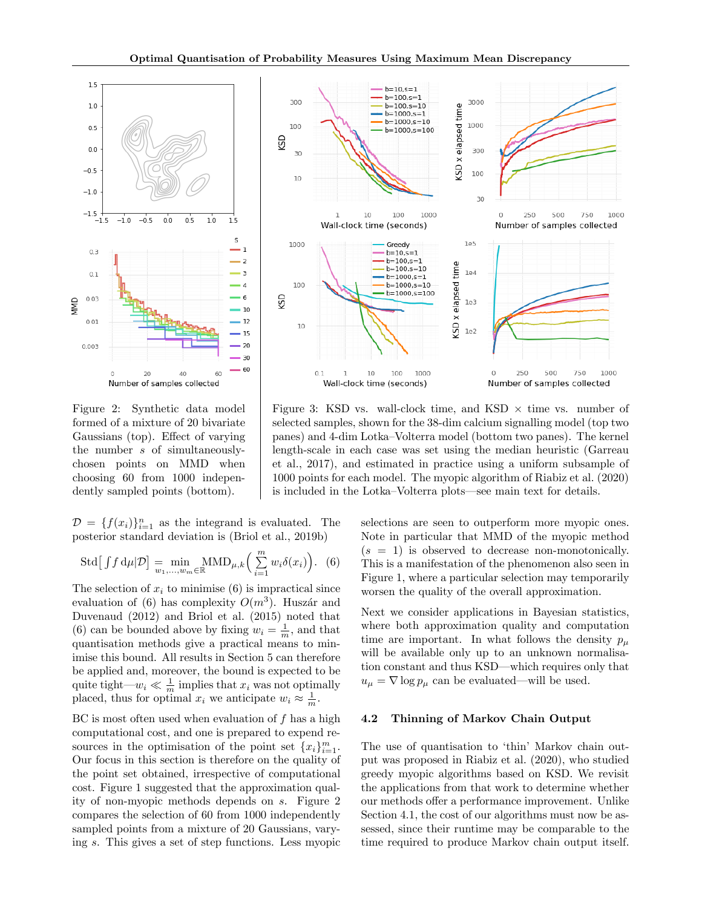Figure 2: Synthetic data model formed of a mixture of 20 bivariate Gaussians (top). Effect of varying the number $s$ of simultaneously-chosen points on MMD when choosing 60 from 1000 independently sampled points (bottom).

Figure 3: KSD vs. wall-clock time, and KSD × time vs. number of selected samples, shown for the 38-dim calcium signalling model (top two panes) and 4-dim Lotka–Volterra model (bottom two panes). The kernel length-scale in each case was set using the median heuristic (Garreau et al., 2017), and estimated in practice using a uniform subsample of 1000 points for each model. The myopic algorithm of Riabiz et al. (2020) is included in the Lotka–Volterra plots—see main text for details.

$\mathcal{D} = \{f(x_i)\}_{i=1}^n$ as the integrand is evaluated. The posterior standard deviation is (Briol et al., 2019b)

$$\mathrm{Std}\Big[\int f \,\mathrm{d}\mu | \mathcal{D}\Big] = \min_{w_1,\dots,w_m \in \mathbb{R}} \mathrm{MMD}_{\mu,k}\Big(\sum_{i=1}^m w_i \delta(x_i)\Big). \quad (6)$$

The selection of $x_i$ to minimise (6) is impractical since evaluation of (6) has complexity $O(m^3)$. Huszár and Duvenaud (2012) and Briol et al. (2015) noted that (6) can be bounded above by fixing $w_i = \frac{1}{m}$, and that quantisation methods give a practical means to minimise this bound. All results in Section 5 can therefore be applied and, moreover, the bound is expected to be quite tight—$w_i \ll \frac{1}{m}$ implies that $x_i$ was not optimally placed, thus for optimal $x_i$ we anticipate $w_i \approx \frac{1}{m}$.

BC is most often used when evaluation of $f$ has a high computational cost, and one is prepared to expend resources in the optimisation of the point set $\{x_i\}_{i=1}^m$. Our focus in this section is therefore on the quality of the point set obtained, irrespective of computational cost. Figure 1 suggested that the approximation quality of non-myopic methods depends on $s$. Figure 2 compares the selection of 60 from 1000 independently sampled points from a mixture of 20 Gaussians, varying $s$. This gives a set of step functions. Less myopic selections are seen to outperform more myopic ones. Note in particular that MMD of the myopic method ($s = 1$) is observed to decrease non-monotonically. This is a manifestation of the phenomenon also seen in Figure 1, where a particular selection may temporarily worsen the quality of the overall approximation.

Next we consider applications in Bayesian statistics, where both approximation quality and computation time are important. In what follows the density $p_\mu$ will be available only up to an unknown normalisation constant and thus KSD—which requires only that $u_\mu = \nabla \log p_\mu$ can be evaluated—will be used.

### 4.2 Thinning of Markov Chain Output

The use of quantisation to 'thin' Markov chain output was proposed in Riabiz et al. (2020), who studied greedy myopic algorithms based on KSD. We revisit the applications from that work to determine whether our methods offer a performance improvement. Unlike Section 4.1, the cost of our algorithms must now be assessed, since their runtime may be comparable to the time required to produce Markov chain output itself.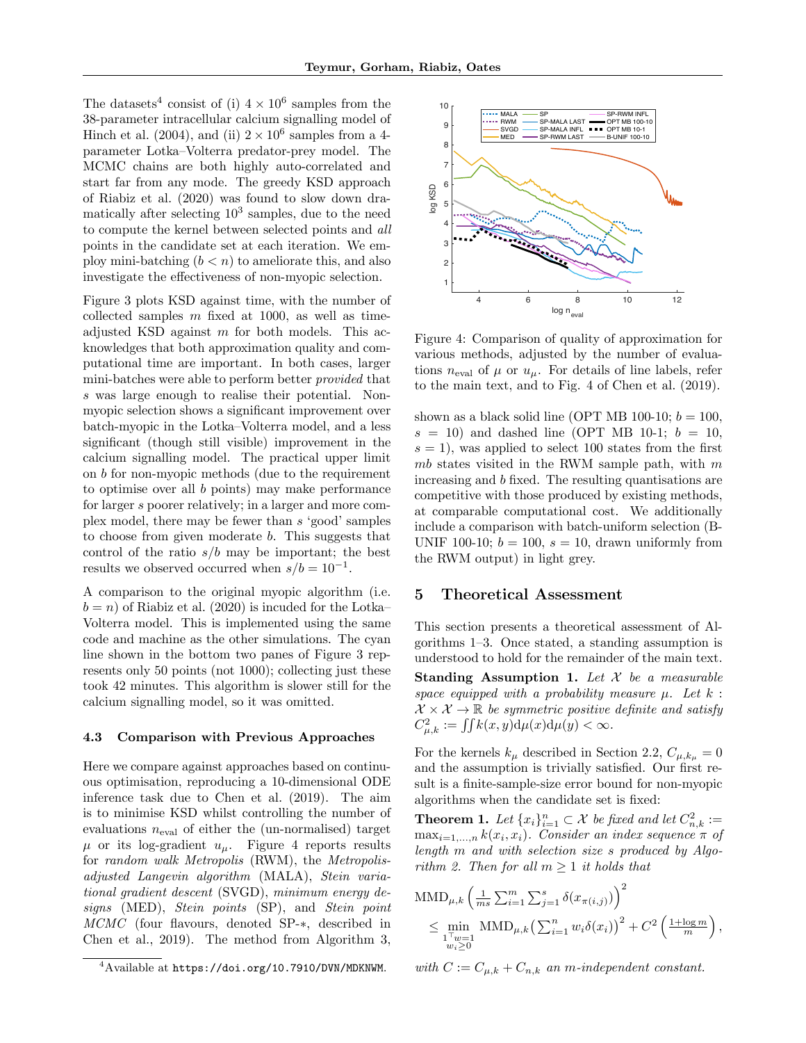The datasets[4] consist of (i) $4 \times 10^6$ samples from the 38-parameter intracellular calcium signalling model of Hinch et al. (2004), and (ii) $2 \times 10^6$ samples from a 4-parameter Lotka–Volterra predator-prey model. The MCMC chains are both highly auto-correlated and start far from any mode. The greedy KSD approach of Riabiz et al. (2020) was found to slow down dramatically after selecting $10^3$ samples, due to the need to compute the kernel between selected points and *all* points in the candidate set at each iteration. We employ mini-batching ($b < n$) to ameliorate this, and also investigate the effectiveness of non-myopic selection.

Figure 3 plots KSD against time, with the number of collected samples $m$ fixed at 1000, as well as time-adjusted KSD against $m$ for both models. This acknowledges that both approximation quality and computational time are important. In both cases, larger mini-batches were able to perform better *provided* that $s$ was large enough to realise their potential. Non-myopic selection shows a significant improvement over batch-myopic in the Lotka–Volterra model, and a less significant (though still visible) improvement in the calcium signalling model. The practical upper limit on $b$ for non-myopic methods (due to the requirement to optimise over all $b$ points) may make performance for larger $s$ poorer relatively; in a larger and more complex model, there may be fewer than $s$ 'good' samples to choose from given moderate $b$. This suggests that control of the ratio $s/b$ may be important; the best results we observed occurred when $s/b = 10^{-1}$.

A comparison to the original myopic algorithm (i.e. $b = n$) of Riabiz et al. (2020) is incuded for the Lotka–Volterra model. This is implemented using the same code and machine as the other simulations. The cyan line shown in the bottom two panes of Figure 3 represents only 50 points (not 1000); collecting just these took 42 minutes. This algorithm is slower still for the calcium signalling model, so it was omitted.

### 4.3 Comparison with Previous Approaches

Here we compare against approaches based on continuous optimisation, reproducing a 10-dimensional ODE inference task due to Chen et al. (2019). The aim is to minimise KSD whilst controlling the number of evaluations $n_{\text{eval}}$ of either the (un-normalised) target $\mu$ or its log-gradient $u_\mu$. Figure 4 reports results for *random walk Metropolis* (RWM), the *Metropolis-adjusted Langevin algorithm* (MALA), *Stein variational gradient descent* (SVGD), *minimum energy designs* (MED), *Stein points* (SP), and *Stein point MCMC* (four flavours, denoted SP-∗, described in Chen et al., 2019). The method from Algorithm 3, shown as a black solid line (OPT MB 100-10; $b = 100$, $s = 10$) and dashed line (OPT MB 10-1; $b = 10$, $s = 1$), was applied to select 100 states from the first $mb$ states visited in the RWM sample path, with $m$ increasing and $b$ fixed. The resulting quantisations are competitive with those produced by existing methods, at comparable computational cost. We additionally include a comparison with batch-uniform selection (B-UNIF 100-10; $b = 100$, $s = 10$, drawn uniformly from the RWM output) in light grey.

Figure 4: Comparison of quality of approximation for various methods, adjusted by the number of evaluations $n_{\text{eval}}$ of $\mu$ or $u_\mu$. For details of line labels, refer to the main text, and to Fig. 4 of Chen et al. (2019).

## 5 Theoretical Assessment

This section presents a theoretical assessment of Algorithms 1–3. Once stated, a standing assumption is understood to hold for the remainder of the main text.

**Standing Assumption 1.** *Let $\mathcal{X}$ be a measurable space equipped with a probability measure $\mu$. Let $k : \mathcal{X} \times \mathcal{X} \to \mathbb{R}$ be symmetric positive definite and satisfy $C_{\mu,k}^2 := \iint k(x, y) \mathrm{d}\mu(x) \mathrm{d}\mu(y) < \infty$.*

For the kernels $k_\mu$ described in Section 2.2, $C_{\mu,k_\mu} = 0$ and the assumption is trivially satisfied. Our first result is a finite-sample-size error bound for non-myopic algorithms when the candidate set is fixed:

**Theorem 1.** *Let $\{x_i\}_{i=1}^n \subset \mathcal{X}$ be fixed and let $C_{n,k}^2 := \max_{i=1,\dots,n} k(x_i, x_i)$. Consider an index sequence $\pi$ of length $m$ and with selection size $s$ produced by Algorithm 2. Then for all $m \geq 1$ it holds that*

$$\mathrm{MMD}_{\mu,k}\left(\tfrac{1}{ms}\sum_{i=1}^m \sum_{j=1}^s \delta(x_{\pi(i,j)})\right)^2 \leq \min_{\substack{1^\top w = 1 \\ w_i \geq 0}} \mathrm{MMD}_{\mu,k}\left(\sum_{i=1}^n w_i \delta(x_i)\right)^2 + C^2\left(\tfrac{1+\log m}{m}\right),$$

*with $C := C_{\mu,k} + C_{n,k}$ an $m$-independent constant.*

[4] Available at https://doi.org/10.7910/DVN/MDKNWM.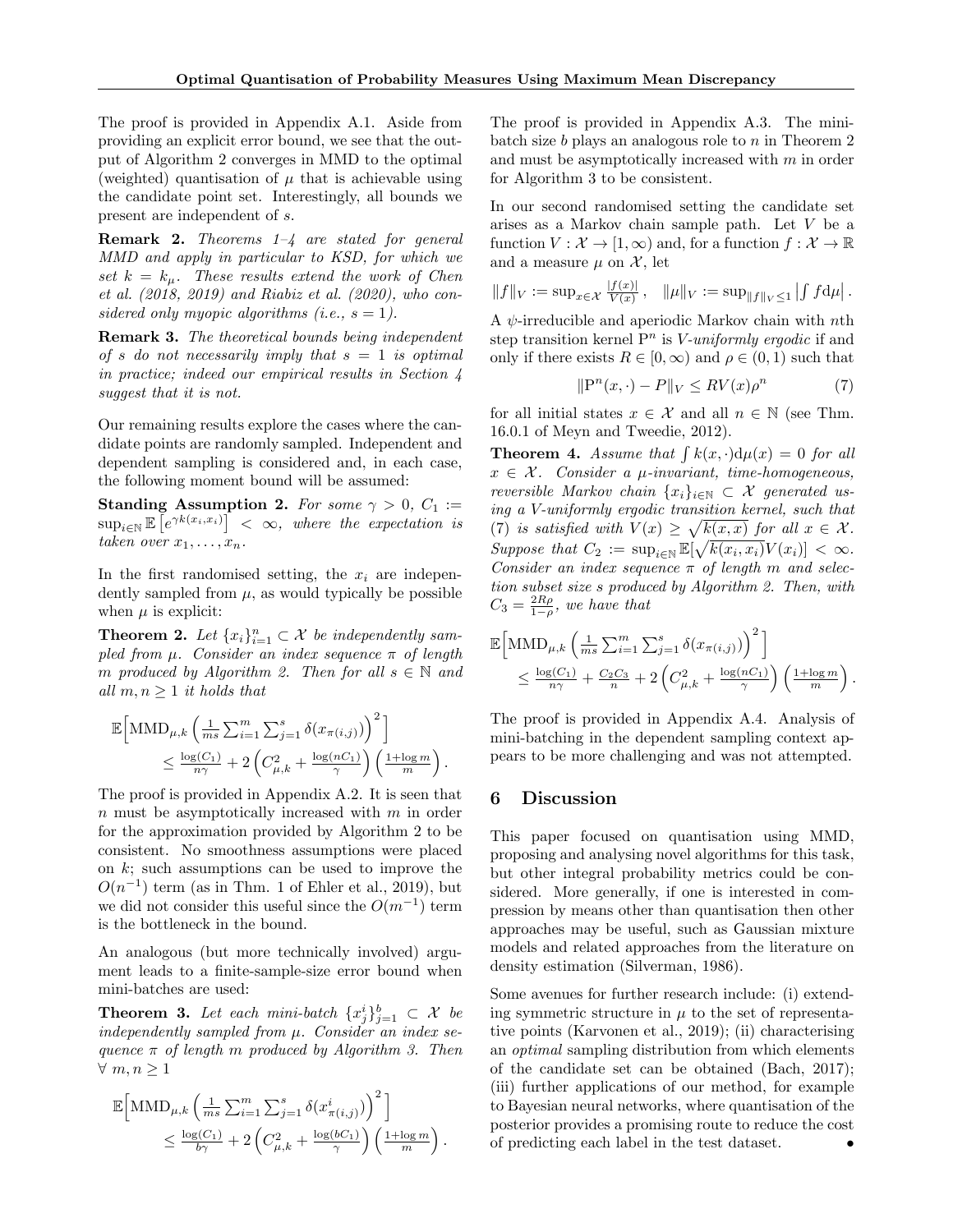The proof is provided in Appendix A.1. Aside from providing an explicit error bound, we see that the output of Algorithm 2 converges in MMD to the optimal (weighted) quantisation of $\mu$ that is achievable using the candidate point set. Interestingly, all bounds we present are independent of $s$.

**Remark 2.** *Theorems 1–4 are stated for general MMD and apply in particular to KSD, for which we set $k = k_\mu$. These results extend the work of Chen et al. (2018, 2019) and Riabiz et al. (2020), who considered only myopic algorithms (i.e., $s = 1$).*

**Remark 3.** *The theoretical bounds being independent of $s$ do not necessarily imply that $s = 1$ is optimal in practice; indeed our empirical results in Section 4 suggest that it is not.*

Our remaining results explore the cases where the candidate points are randomly sampled. Independent and dependent sampling is considered and, in each case, the following moment bound will be assumed:

**Standing Assumption 2.** *For some $\gamma > 0$, $C_1 := \sup_{i\in\mathbb{N}} \mathbb{E}\left[e^{\gamma k(x_i,x_i)}\right] < \infty$, where the expectation is taken over $x_1, \dots, x_n$.*

In the first randomised setting, the $x_i$ are independently sampled from $\mu$, as would typically be possible when $\mu$ is explicit:

**Theorem 2.** *Let $\{x_i\}_{i=1}^n \subset \mathcal{X}$ be independently sampled from $\mu$. Consider an index sequence $\pi$ of length $m$ produced by Algorithm 2. Then for all $s \in \mathbb{N}$ and all $m, n \geq 1$ it holds that*

$$\mathbb{E}\Big[\mathrm{MMD}_{\mu,k}\left(\tfrac{1}{ms}\textstyle\sum_{i=1}^m \sum_{j=1}^s \delta(x_{\pi(i,j)})\right)^2\Big] \leq \tfrac{\log(C_1)}{n\gamma} + 2\left(C_{\mu,k}^2 + \tfrac{\log(nC_1)}{\gamma}\right)\left(\tfrac{1+\log m}{m}\right).$$

The proof is provided in Appendix A.2. It is seen that $n$ must be asymptotically increased with $m$ in order for the approximation provided by Algorithm 2 to be consistent. No smoothness assumptions were placed on $k$; such assumptions can be used to improve the $O(n^{-1})$ term (as in Thm. 1 of Ehler et al., 2019), but we did not consider this useful since the $O(m^{-1})$ term is the bottleneck in the bound.

An analogous (but more technically involved) argument leads to a finite-sample-size error bound when mini-batches are used:

**Theorem 3.** *Let each mini-batch $\{x_j^i\}_{j=1}^b \subset \mathcal{X}$ be independently sampled from $\mu$. Consider an index sequence $\pi$ of length $m$ produced by Algorithm 3. Then $\forall\ m, n \geq 1$*

$$\mathbb{E}\Big[\mathrm{MMD}_{\mu,k}\left(\tfrac{1}{ms}\textstyle\sum_{i=1}^m \sum_{j=1}^s \delta(x^i_{\pi(i,j)})\right)^2\Big] \leq \tfrac{\log(C_1)}{b\gamma} + 2\left(C_{\mu,k}^2 + \tfrac{\log(bC_1)}{\gamma}\right)\left(\tfrac{1+\log m}{m}\right).$$

The proof is provided in Appendix A.3. The mini-batch size $b$ plays an analogous role to $n$ in Theorem 2 and must be asymptotically increased with $m$ in order for Algorithm 3 to be consistent.

In our second randomised setting the candidate set arises as a Markov chain sample path. Let $V$ be a function $V : \mathcal{X} \to [1, \infty)$ and, for a function $f : \mathcal{X} \to \mathbb{R}$ and a measure $\mu$ on $\mathcal{X}$, let

$$\|f\|_V := \sup_{x\in\mathcal{X}} \tfrac{|f(x)|}{V(x)}, \quad \|\mu\|_V := \sup_{\|f\|_V \leq 1} \left|\textstyle\int f \mathrm{d}\mu\right|.$$

A $\psi$-irreducible and aperiodic Markov chain with $n$th step transition kernel $\mathrm{P}^n$ is *V-uniformly ergodic* if and only if there exists $R \in [0, \infty)$ and $\rho \in (0, 1)$ such that

$$\|\mathrm{P}^n(x, \cdot) - P\|_V \leq RV(x)\rho^n \tag{7}$$

for all initial states $x \in \mathcal{X}$ and all $n \in \mathbb{N}$ (see Thm. 16.0.1 of Meyn and Tweedie, 2012).

**Theorem 4.** *Assume that $\int k(x, \cdot)\mathrm{d}\mu(x) = 0$ for all $x \in \mathcal{X}$. Consider a $\mu$-invariant, time-homogeneous, reversible Markov chain $\{x_i\}_{i\in\mathbb{N}} \subset \mathcal{X}$ generated using a V-uniformly ergodic transition kernel, such that (7) is satisfied with $V(x) \geq \sqrt{k(x,x)}$ for all $x \in \mathcal{X}$. Suppose that $C_2 := \sup_{i\in\mathbb{N}} \mathbb{E}[\sqrt{k(x_i,x_i)}V(x_i)] < \infty$. Consider an index sequence $\pi$ of length $m$ and selection subset size $s$ produced by Algorithm 2. Then, with $C_3 = \frac{2R\rho}{1-\rho}$, we have that*

$$\mathbb{E}\Big[\mathrm{MMD}_{\mu,k}\left(\tfrac{1}{ms}\textstyle\sum_{i=1}^m \sum_{j=1}^s \delta(x_{\pi(i,j)})\right)^2\Big] \leq \tfrac{\log(C_1)}{n\gamma} + \tfrac{C_2C_3}{n} + 2\left(C_{\mu,k}^2 + \tfrac{\log(nC_1)}{\gamma}\right)\left(\tfrac{1+\log m}{m}\right).$$

The proof is provided in Appendix A.4. Analysis of mini-batching in the dependent sampling context appears to be more challenging and was not attempted.

## 6 Discussion

This paper focused on quantisation using MMD, proposing and analysing novel algorithms for this task, but other integral probability metrics could be considered. More generally, if one is interested in compression by means other than quantisation then other approaches may be useful, such as Gaussian mixture models and related approaches from the literature on density estimation (Silverman, 1986).

Some avenues for further research include: (i) extending symmetric structure in $\mu$ to the set of representative points (Karvonen et al., 2019); (ii) characterising an *optimal* sampling distribution from which elements of the candidate set can be obtained (Bach, 2017); (iii) further applications of our method, for example to Bayesian neural networks, where quantisation of the posterior provides a promising route to reduce the cost of predicting each label in the test dataset. •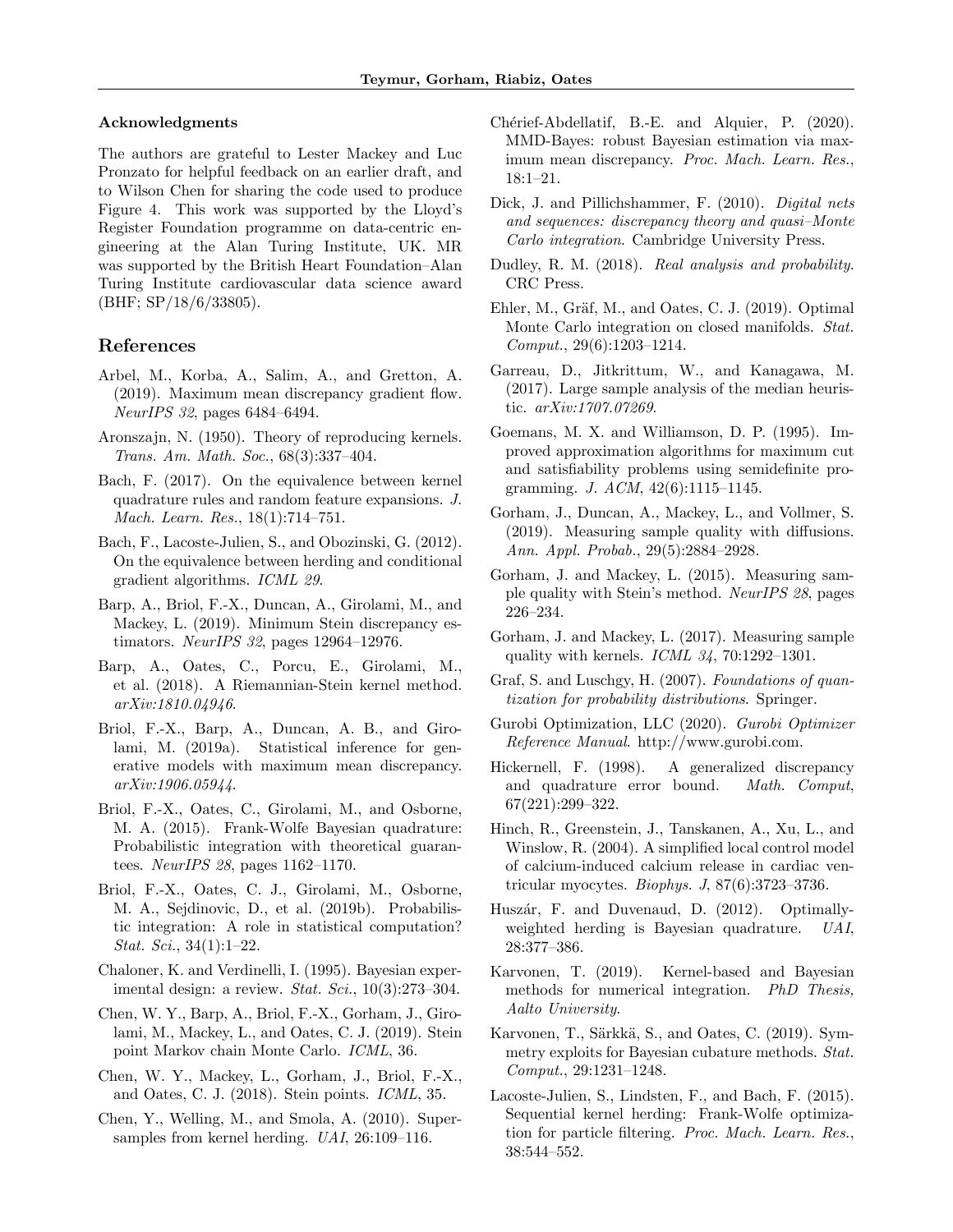### Acknowledgments

The authors are grateful to Lester Mackey and Luc Pronzato for helpful feedback on an earlier draft, and to Wilson Chen for sharing the code used to produce Figure 4. This work was supported by the Lloyd's Register Foundation programme on data-centric engineering at the Alan Turing Institute, UK. MR was supported by the British Heart Foundation–Alan Turing Institute cardiovascular data science award (BHF; SP/18/6/33805).

## References

Arbel, M., Korba, A., Salim, A., and Gretton, A. (2019). Maximum mean discrepancy gradient flow. *NeurIPS 32*, pages 6484–6494.

Aronszajn, N. (1950). Theory of reproducing kernels. *Trans. Am. Math. Soc.*, 68(3):337–404.

Bach, F. (2017). On the equivalence between kernel quadrature rules and random feature expansions. *J. Mach. Learn. Res.*, 18(1):714–751.

Bach, F., Lacoste-Julien, S., and Obozinski, G. (2012). On the equivalence between herding and conditional gradient algorithms. *ICML 29*.

Barp, A., Briol, F.-X., Duncan, A., Girolami, M., and Mackey, L. (2019). Minimum Stein discrepancy estimators. *NeurIPS 32*, pages 12964–12976.

Barp, A., Oates, C., Porcu, E., Girolami, M., et al. (2018). A Riemannian-Stein kernel method. *arXiv:1810.04946*.

Briol, F.-X., Barp, A., Duncan, A. B., and Girolami, M. (2019a). Statistical inference for generative models with maximum mean discrepancy. *arXiv:1906.05944*.

Briol, F.-X., Oates, C., Girolami, M., and Osborne, M. A. (2015). Frank-Wolfe Bayesian quadrature: Probabilistic integration with theoretical guarantees. *NeurIPS 28*, pages 1162–1170.

Briol, F.-X., Oates, C. J., Girolami, M., Osborne, M. A., Sejdinovic, D., et al. (2019b). Probabilistic integration: A role in statistical computation? *Stat. Sci.*, 34(1):1–22.

Chaloner, K. and Verdinelli, I. (1995). Bayesian experimental design: a review. *Stat. Sci.*, 10(3):273–304.

Chen, W. Y., Barp, A., Briol, F.-X., Gorham, J., Girolami, M., Mackey, L., and Oates, C. J. (2019). Stein point Markov chain Monte Carlo. *ICML*, 36.

Chen, W. Y., Mackey, L., Gorham, J., Briol, F.-X., and Oates, C. J. (2018). Stein points. *ICML*, 35.

Chen, Y., Welling, M., and Smola, A. (2010). Supersamples from kernel herding. *UAI*, 26:109–116.

Chérief-Abdellatif, B.-E. and Alquier, P. (2020). MMD-Bayes: robust Bayesian estimation via maximum mean discrepancy. *Proc. Mach. Learn. Res.*, 18:1–21.

Dick, J. and Pillichshammer, F. (2010). *Digital nets and sequences: discrepancy theory and quasi–Monte Carlo integration*. Cambridge University Press.

Dudley, R. M. (2018). *Real analysis and probability*. CRC Press.

Ehler, M., Gräf, M., and Oates, C. J. (2019). Optimal Monte Carlo integration on closed manifolds. *Stat. Comput.*, 29(6):1203–1214.

Garreau, D., Jitkrittum, W., and Kanagawa, M. (2017). Large sample analysis of the median heuristic. *arXiv:1707.07269*.

Goemans, M. X. and Williamson, D. P. (1995). Improved approximation algorithms for maximum cut and satisfiability problems using semidefinite programming. *J. ACM*, 42(6):1115–1145.

Gorham, J., Duncan, A., Mackey, L., and Vollmer, S. (2019). Measuring sample quality with diffusions. *Ann. Appl. Probab.*, 29(5):2884–2928.

Gorham, J. and Mackey, L. (2015). Measuring sample quality with Stein's method. *NeurIPS 28*, pages 226–234.

Gorham, J. and Mackey, L. (2017). Measuring sample quality with kernels. *ICML 34*, 70:1292–1301.

Graf, S. and Luschgy, H. (2007). *Foundations of quantization for probability distributions*. Springer.

Gurobi Optimization, LLC (2020). *Gurobi Optimizer Reference Manual*. http://www.gurobi.com.

Hickernell, F. (1998). A generalized discrepancy and quadrature error bound. *Math. Comput*, 67(221):299–322.

Hinch, R., Greenstein, J., Tanskanen, A., Xu, L., and Winslow, R. (2004). A simplified local control model of calcium-induced calcium release in cardiac ventricular myocytes. *Biophys. J*, 87(6):3723–3736.

Huszár, F. and Duvenaud, D. (2012). Optimally-weighted herding is Bayesian quadrature. *UAI*, 28:377–386.

Karvonen, T. (2019). Kernel-based and Bayesian methods for numerical integration. *PhD Thesis, Aalto University*.

Karvonen, T., Särkkä, S., and Oates, C. (2019). Symmetry exploits for Bayesian cubature methods. *Stat. Comput.*, 29:1231–1248.

Lacoste-Julien, S., Lindsten, F., and Bach, F. (2015). Sequential kernel herding: Frank-Wolfe optimization for particle filtering. *Proc. Mach. Learn. Res.*, 38:544–552.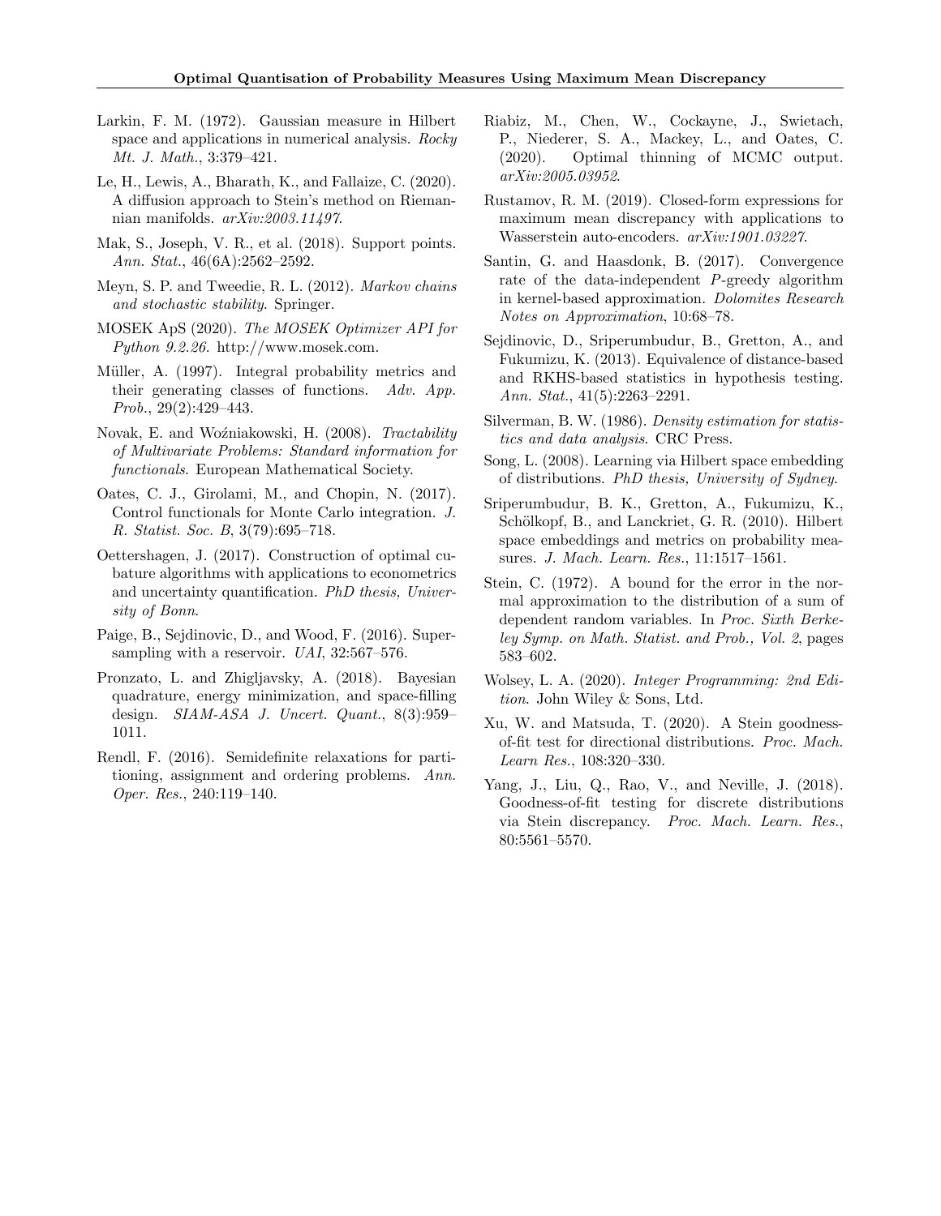Larkin, F. M. (1972). Gaussian measure in Hilbert space and applications in numerical analysis. *Rocky Mt. J. Math.*, 3:379–421.

Le, H., Lewis, A., Bharath, K., and Fallaize, C. (2020). A diffusion approach to Stein's method on Riemannian manifolds. *arXiv:2003.11497*.

Mak, S., Joseph, V. R., et al. (2018). Support points. *Ann. Stat.*, 46(6A):2562–2592.

Meyn, S. P. and Tweedie, R. L. (2012). *Markov chains and stochastic stability*. Springer.

MOSEK ApS (2020). *The MOSEK Optimizer API for Python 9.2.26*. http://www.mosek.com.

Müller, A. (1997). Integral probability metrics and their generating classes of functions. *Adv. App. Prob.*, 29(2):429–443.

Novak, E. and Woźniakowski, H. (2008). *Tractability of Multivariate Problems: Standard information for functionals*. European Mathematical Society.

Oates, C. J., Girolami, M., and Chopin, N. (2017). Control functionals for Monte Carlo integration. *J. R. Statist. Soc. B*, 3(79):695–718.

Oettershagen, J. (2017). Construction of optimal cubature algorithms with applications to econometrics and uncertainty quantification. *PhD thesis, University of Bonn*.

Paige, B., Sejdinovic, D., and Wood, F. (2016). Super-sampling with a reservoir. *UAI*, 32:567–576.

Pronzato, L. and Zhigljavsky, A. (2018). Bayesian quadrature, energy minimization, and space-filling design. *SIAM-ASA J. Uncert. Quant.*, 8(3):959–1011.

Rendl, F. (2016). Semidefinite relaxations for partitioning, assignment and ordering problems. *Ann. Oper. Res.*, 240:119–140.

Riabiz, M., Chen, W., Cockayne, J., Swietach, P., Niederer, S. A., Mackey, L., and Oates, C. (2020). Optimal thinning of MCMC output. *arXiv:2005.03952*.

Rustamov, R. M. (2019). Closed-form expressions for maximum mean discrepancy with applications to Wasserstein auto-encoders. *arXiv:1901.03227*.

Santin, G. and Haasdonk, B. (2017). Convergence rate of the data-independent $P$-greedy algorithm in kernel-based approximation. *Dolomites Research Notes on Approximation*, 10:68–78.

Sejdinovic, D., Sriperumbudur, B., Gretton, A., and Fukumizu, K. (2013). Equivalence of distance-based and RKHS-based statistics in hypothesis testing. *Ann. Stat.*, 41(5):2263–2291.

Silverman, B. W. (1986). *Density estimation for statistics and data analysis*. CRC Press.

Song, L. (2008). Learning via Hilbert space embedding of distributions. *PhD thesis, University of Sydney*.

Sriperumbudur, B. K., Gretton, A., Fukumizu, K., Schölkopf, B., and Lanckriet, G. R. (2010). Hilbert space embeddings and metrics on probability measures. *J. Mach. Learn. Res.*, 11:1517–1561.

Stein, C. (1972). A bound for the error in the normal approximation to the distribution of a sum of dependent random variables. In *Proc. Sixth Berkeley Symp. on Math. Statist. and Prob., Vol. 2*, pages 583–602.

Wolsey, L. A. (2020). *Integer Programming: 2nd Edition*. John Wiley & Sons, Ltd.

Xu, W. and Matsuda, T. (2020). A Stein goodness-of-fit test for directional distributions. *Proc. Mach. Learn Res.*, 108:320–330.

Yang, J., Liu, Q., Rao, V., and Neville, J. (2018). Goodness-of-fit testing for discrete distributions via Stein discrepancy. *Proc. Mach. Learn. Res.*, 80:5561–5570.